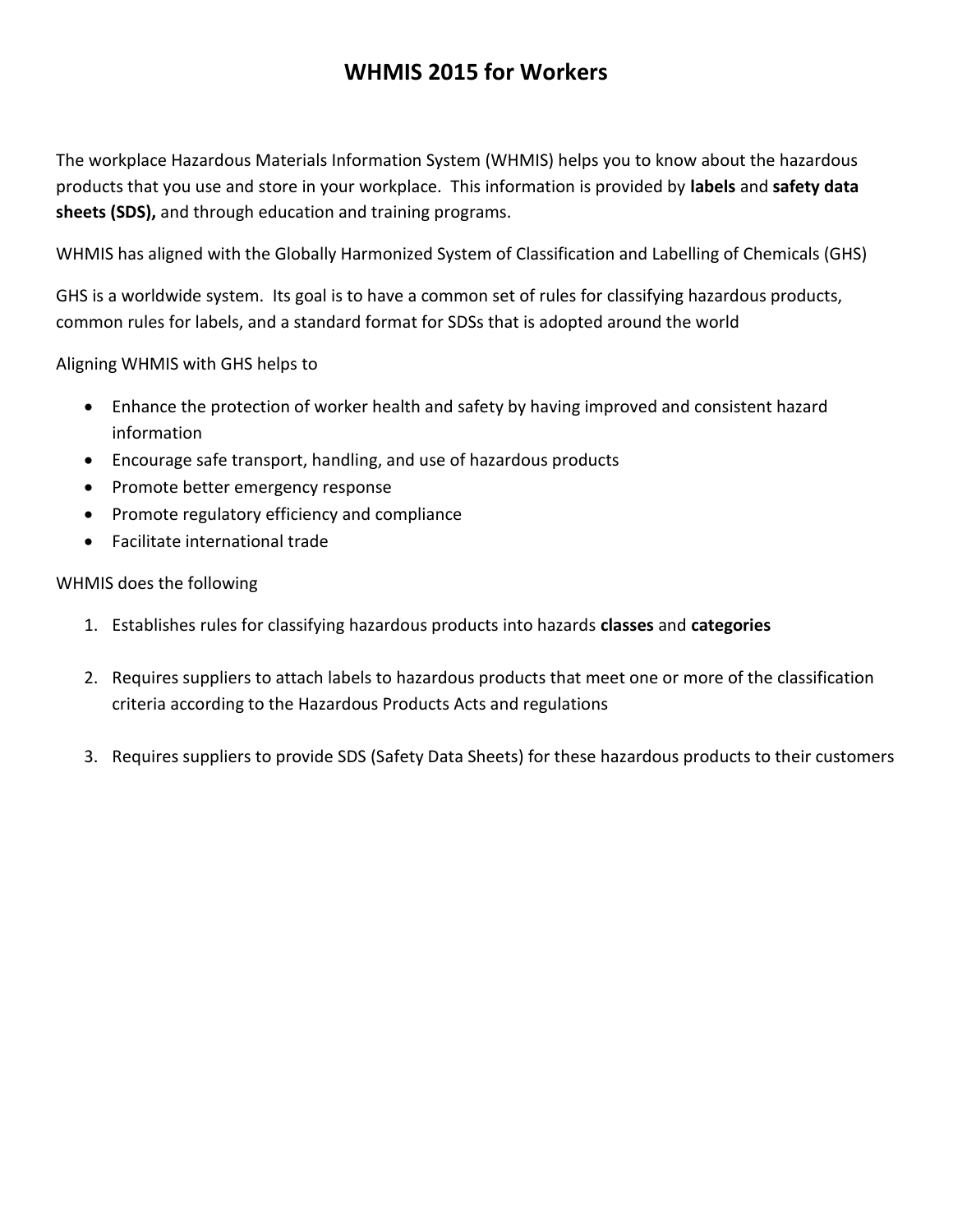# WHMIS 2015 for Workers

The workplace Hazardous Materials Information System (WHMIS) helps you to know about the hazardous products that you use and store in your workplace. This information is provided by **labels** and **safety data sheets (SDS),** and through education and training programs.

WHMIS has aligned with the Globally Harmonized System of Classification and Labelling of Chemicals (GHS)

GHS is a worldwide system. Its goal is to have a common set of rules for classifying hazardous products, common rules for labels, and a standard format for SDSs that is adopted around the world

Aligning WHMIS with GHS helps to

- Enhance the protection of worker health and safety by having improved and consistent hazard information
- Encourage safe transport, handling, and use of hazardous products
- Promote better emergency response
- Promote regulatory efficiency and compliance
- Facilitate international trade

WHMIS does the following

1. Establishes rules for classifying hazardous products into hazards **classes** and **categories**

2. Requires suppliers to attach labels to hazardous products that meet one or more of the classification criteria according to the Hazardous Products Acts and regulations

3. Requires suppliers to provide SDS (Safety Data Sheets) for these hazardous products to their customers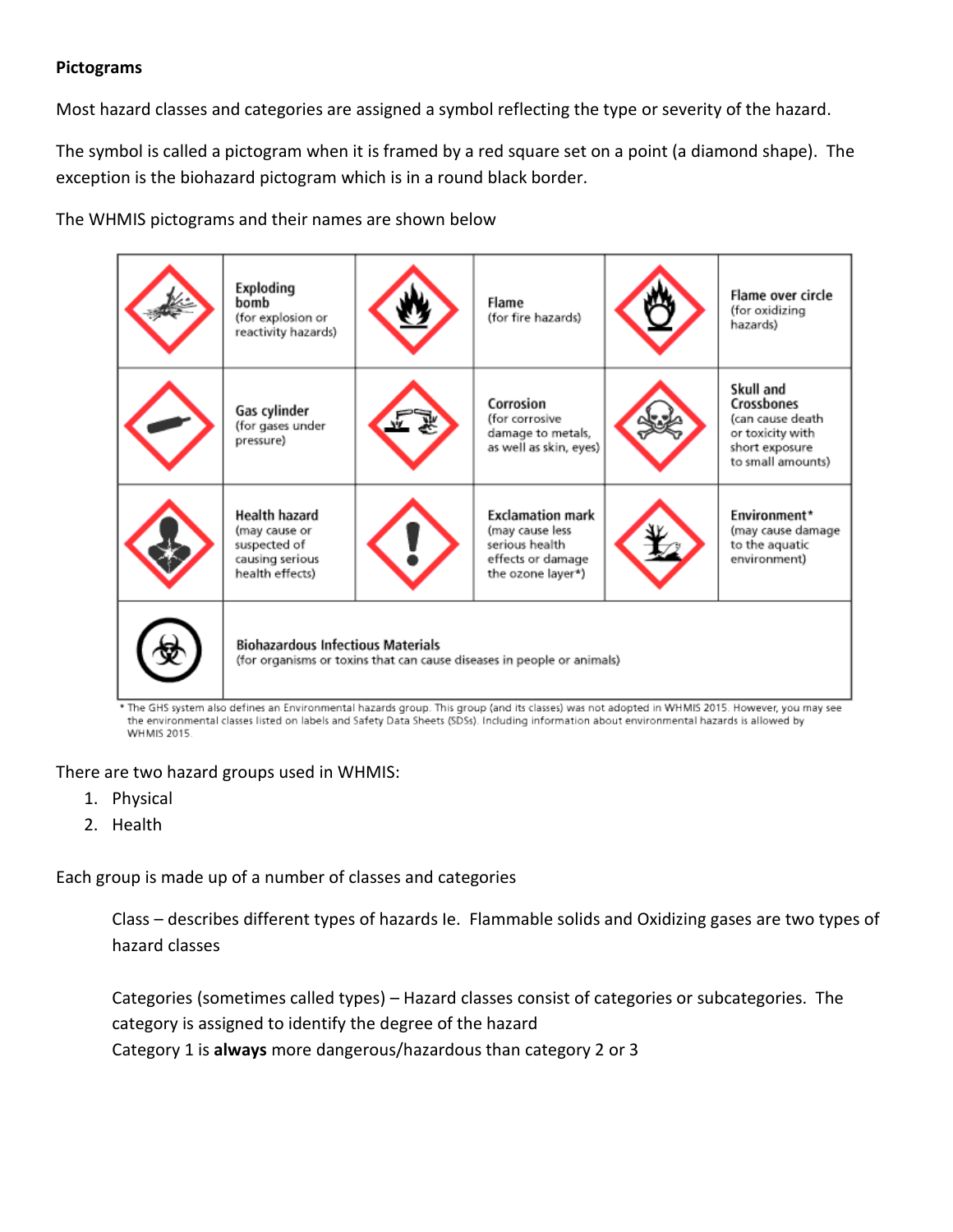**Pictograms**

Most hazard classes and categories are assigned a symbol reflecting the type or severity of the hazard.

The symbol is called a pictogram when it is framed by a red square set on a point (a diamond shape). The exception is the biohazard pictogram which is in a round black border.

The WHMIS pictograms and their names are shown below

| | | | | | |
|---|---|---|---|---|---|
| | **Exploding bomb** (for explosion or reactivity hazards) | | **Flame** (for fire hazards) | | **Flame over circle** (for oxidizing hazards) |
| | **Gas cylinder** (for gases under pressure) | | **Corrosion** (for corrosive damage to metals, as well as skin, eyes) | | **Skull and Crossbones** (can cause death or toxicity with short exposure to small amounts) |
| | **Health hazard** (may cause or suspected of causing serious health effects) | | **Exclamation mark** (may cause less serious health effects or damage the ozone layer*) | | **Environment*** (may cause damage to the aquatic environment) |
| | **Biohazardous Infectious Materials** (for organisms or toxins that can cause diseases in people or animals) | | | | |

* The GHS system also defines an Environmental hazards group. This group (and its classes) was not adopted in WHMIS 2015. However, you may see the environmental classes listed on labels and Safety Data Sheets (SDSs). Including information about environmental hazards is allowed by WHMIS 2015.

There are two hazard groups used in WHMIS:

1. Physical
2. Health

Each group is made up of a number of classes and categories

Class – describes different types of hazards Ie. Flammable solids and Oxidizing gases are two types of hazard classes

Categories (sometimes called types) – Hazard classes consist of categories or subcategories. The category is assigned to identify the degree of the hazard

Category 1 is **always** more dangerous/hazardous than category 2 or 3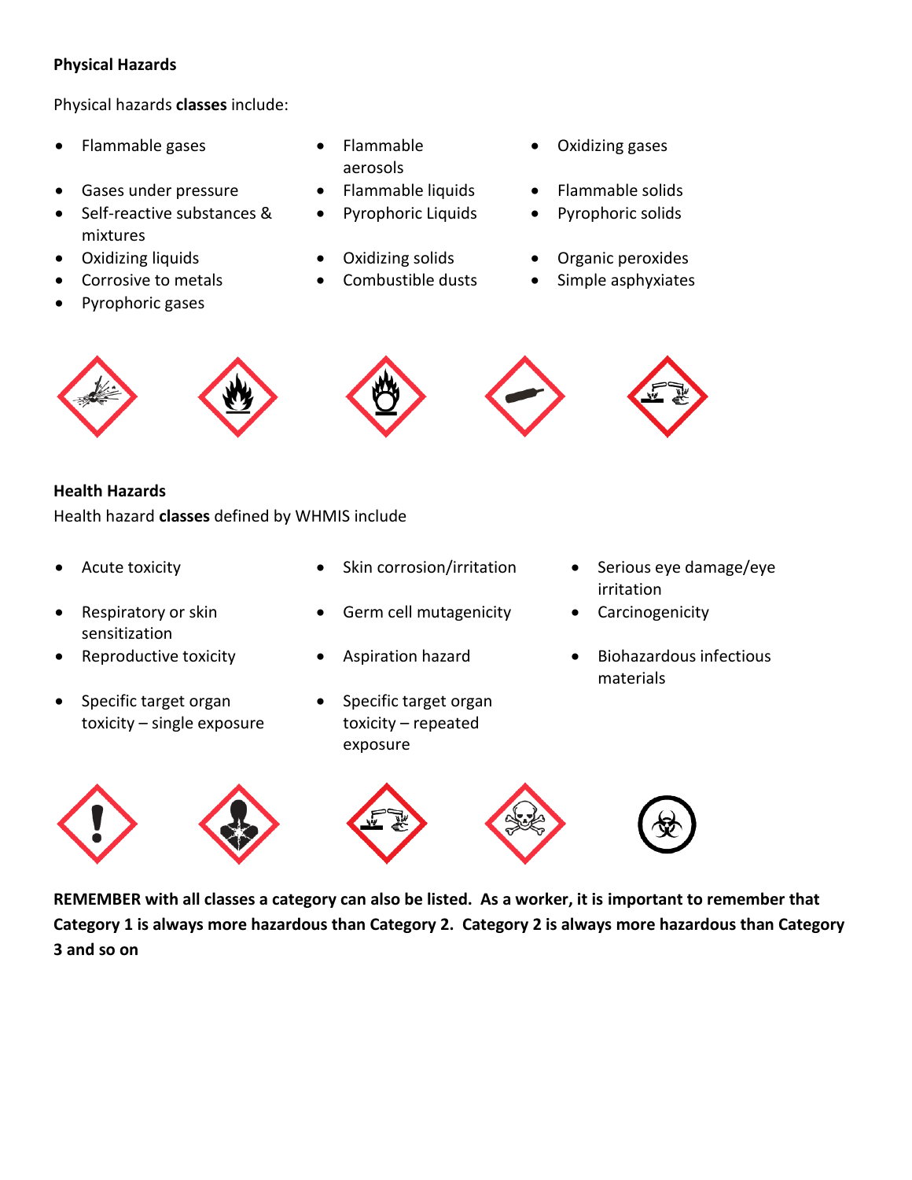**Physical Hazards**

Physical hazards **classes** include:

- Flammable gases
- Flammable aerosols
- Oxidizing gases
- Gases under pressure
- Flammable liquids
- Flammable solids
- Self-reactive substances & mixtures
- Pyrophoric Liquids
- Pyrophoric solids
- Oxidizing liquids
- Oxidizing solids
- Organic peroxides
- Corrosive to metals
- Combustible dusts
- Simple asphyxiates
- Pyrophoric gases

**Health Hazards**

Health hazard **classes** defined by WHMIS include

- Acute toxicity
- Skin corrosion/irritation
- Serious eye damage/eye irritation
- Respiratory or skin sensitization
- Germ cell mutagenicity
- Carcinogenicity
- Reproductive toxicity
- Aspiration hazard
- Biohazardous infectious materials
- Specific target organ toxicity – single exposure
- Specific target organ toxicity – repeated exposure

**REMEMBER with all classes a category can also be listed. As a worker, it is important to remember that Category 1 is always more hazardous than Category 2. Category 2 is always more hazardous than Category 3 and so on**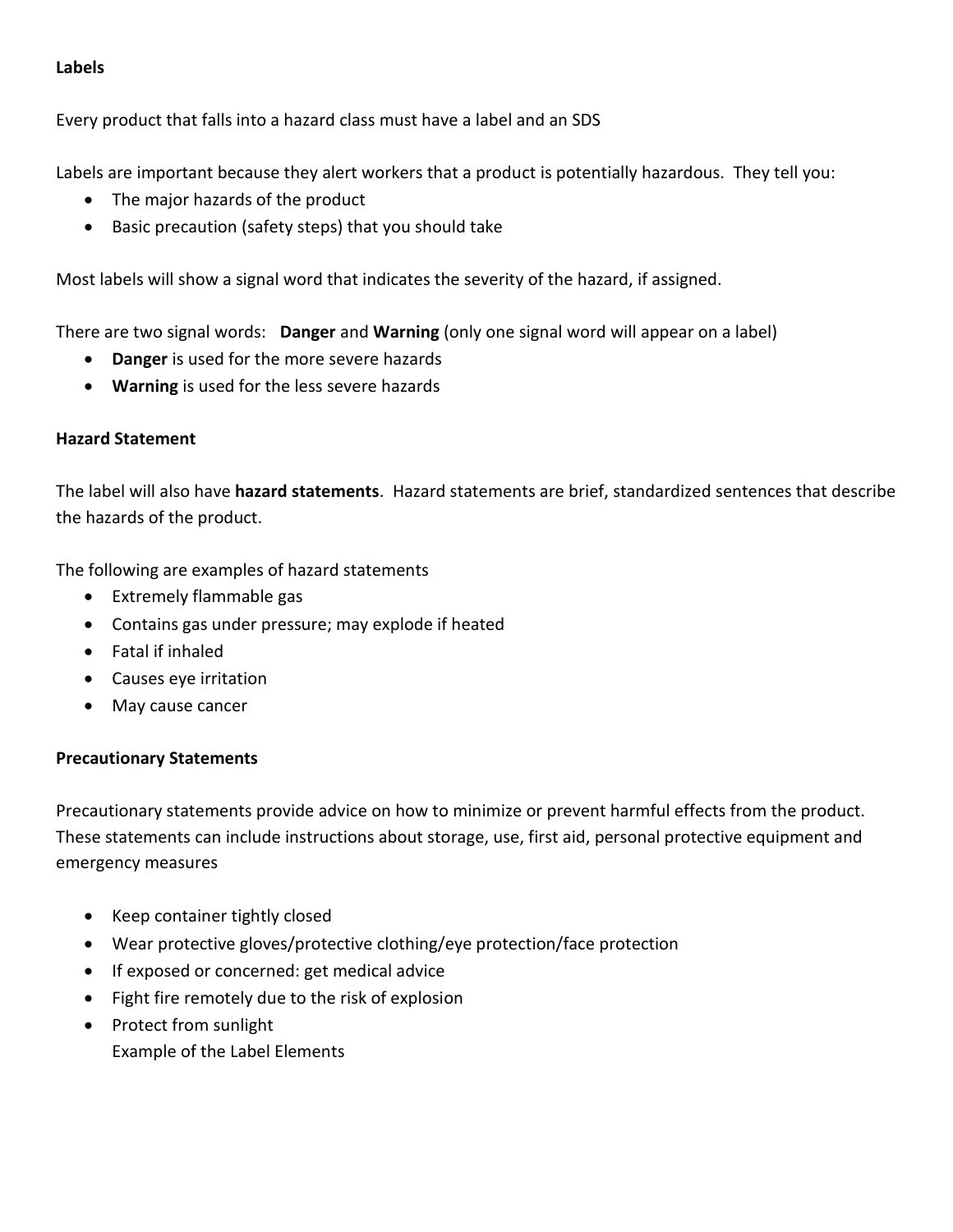**Labels**

Every product that falls into a hazard class must have a label and an SDS

Labels are important because they alert workers that a product is potentially hazardous. They tell you:

- The major hazards of the product
- Basic precaution (safety steps) that you should take

Most labels will show a signal word that indicates the severity of the hazard, if assigned.

There are two signal words: **Danger** and **Warning** (only one signal word will appear on a label)

- **Danger** is used for the more severe hazards
- **Warning** is used for the less severe hazards

**Hazard Statement**

The label will also have **hazard statements**. Hazard statements are brief, standardized sentences that describe the hazards of the product.

The following are examples of hazard statements

- Extremely flammable gas
- Contains gas under pressure; may explode if heated
- Fatal if inhaled
- Causes eye irritation
- May cause cancer

**Precautionary Statements**

Precautionary statements provide advice on how to minimize or prevent harmful effects from the product. These statements can include instructions about storage, use, first aid, personal protective equipment and emergency measures

- Keep container tightly closed
- Wear protective gloves/protective clothing/eye protection/face protection
- If exposed or concerned: get medical advice
- Fight fire remotely due to the risk of explosion
- Protect from sunlight
  Example of the Label Elements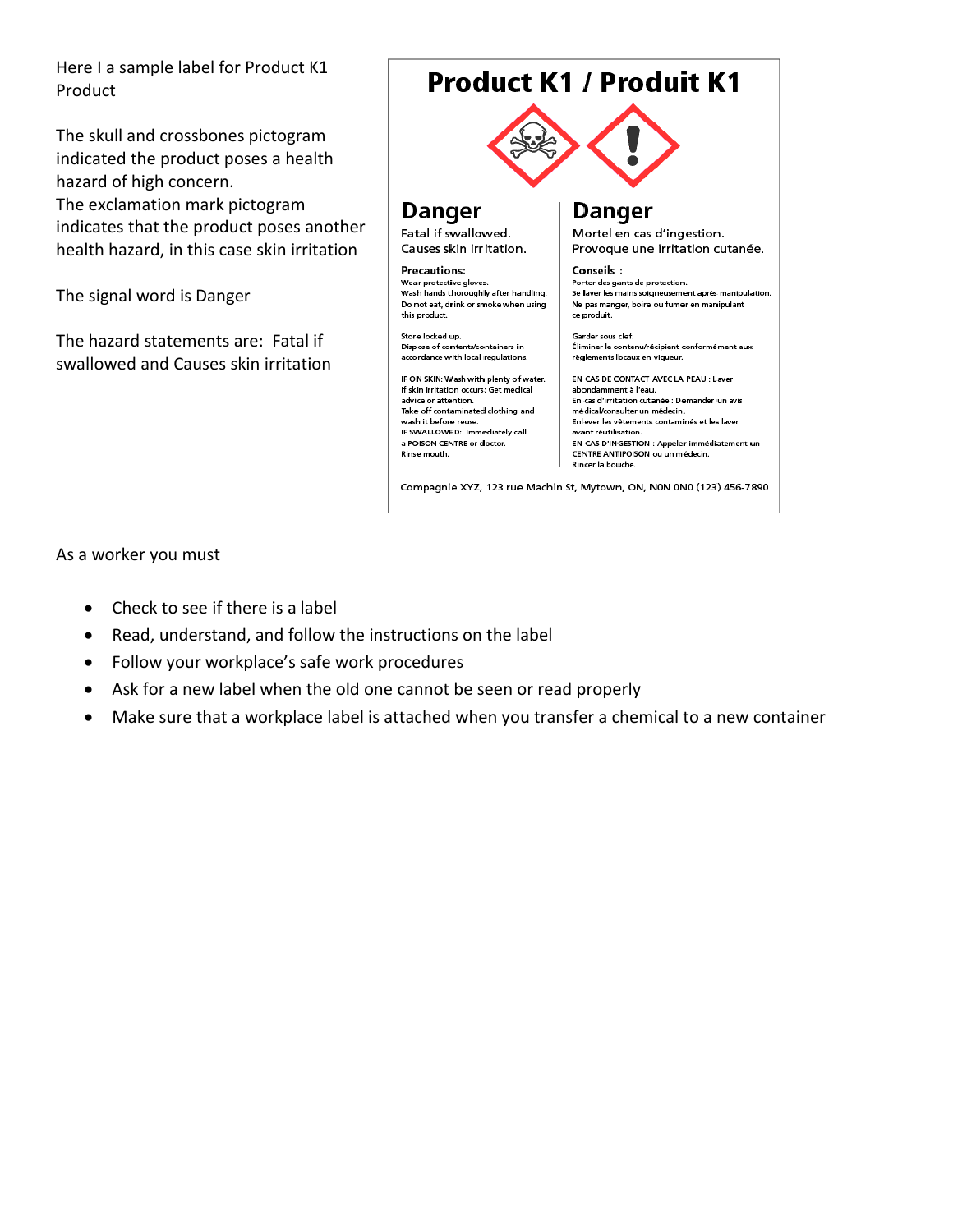Here I a sample label for Product K1 Product

The skull and crossbones pictogram indicated the product poses a health hazard of high concern.
The exclamation mark pictogram indicates that the product poses another health hazard, in this case skin irritation

The signal word is Danger

The hazard statements are: Fatal if swallowed and Causes skin irritation

# Product K1 / Produit K1

| Danger | Danger |
|---|---|
| Fatal if swallowed.<br>Causes skin irritation. | Mortel en cas d'ingestion.<br>Provoque une irritation cutanée. |
| **Precautions:**<br>Wear protective gloves.<br>Wash hands thoroughly after handling.<br>Do not eat, drink or smoke when using this product. | **Conseils :**<br>Porter des gants de protection.<br>Se laver les mains soigneusement après manipulation.<br>Ne pas manger, boire ou fumer en manipulant ce produit. |
| Store locked up.<br>Dispose of contents/containers in accordance with local regulations. | Garder sous clef.<br>Éliminer le contenu/récipient conformément aux règlements locaux en vigueur. |
| IF ON SKIN: Wash with plenty of water.<br>If skin irritation occurs: Get medical advice or attention.<br>Take off contaminated clothing and wash it before reuse.<br>IF SWALLOWED: Immediately call a POISON CENTRE or doctor.<br>Rinse mouth. | EN CAS DE CONTACT AVEC LA PEAU : Laver abondamment à l'eau.<br>En cas d'irritation cutanée : Demander un avis médical/consulter un médecin.<br>Enlever les vêtements contaminés et les laver avant réutilisation.<br>EN CAS D'INGESTION : Appeler immédiatement un CENTRE ANTIPOISON ou un médecin.<br>Rincer la bouche. |

Compagnie XYZ, 123 rue Machin St, Mytown, ON, N0N 0N0 (123) 456-7890

As a worker you must

- Check to see if there is a label
- Read, understand, and follow the instructions on the label
- Follow your workplace's safe work procedures
- Ask for a new label when the old one cannot be seen or read properly
- Make sure that a workplace label is attached when you transfer a chemical to a new container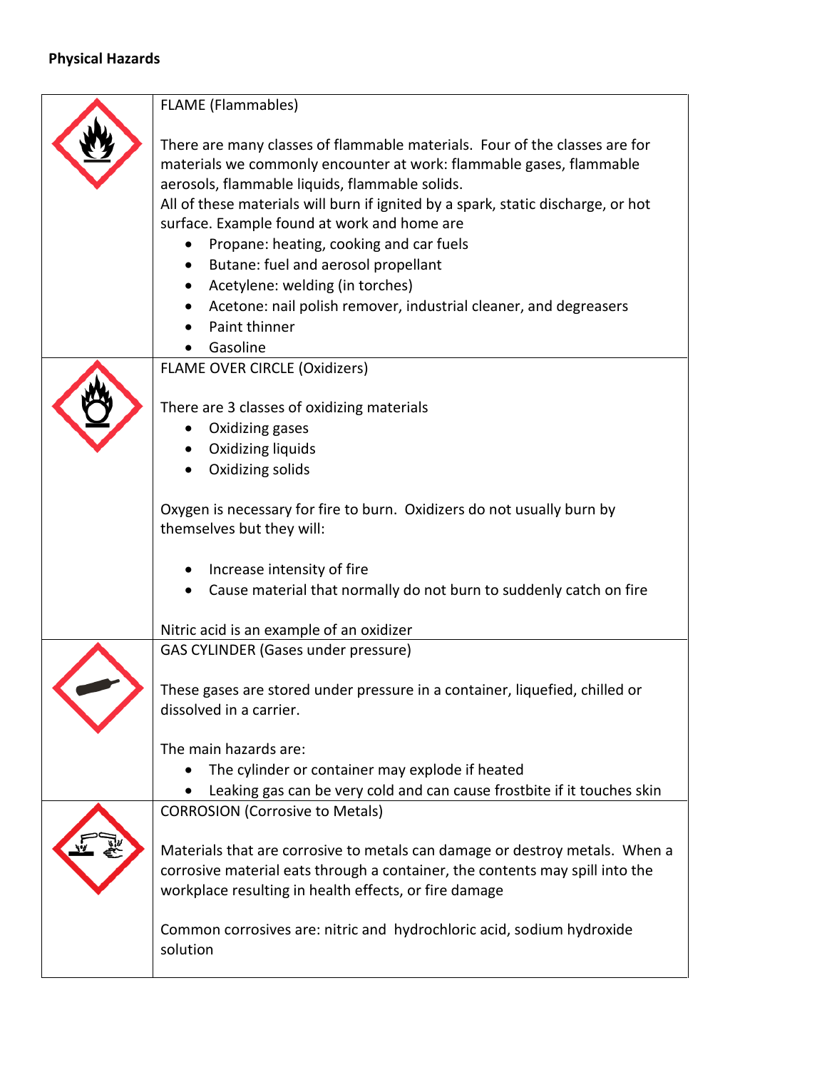**Physical Hazards**

| | |
|---|---|
| | FLAME (Flammables)<br><br>There are many classes of flammable materials. Four of the classes are for materials we commonly encounter at work: flammable gases, flammable aerosols, flammable liquids, flammable solids.<br>All of these materials will burn if ignited by a spark, static discharge, or hot surface. Example found at work and home are<br>• Propane: heating, cooking and car fuels<br>• Butane: fuel and aerosol propellant<br>• Acetylene: welding (in torches)<br>• Acetone: nail polish remover, industrial cleaner, and degreasers<br>• Paint thinner<br>• Gasoline |
| | FLAME OVER CIRCLE (Oxidizers)<br><br>There are 3 classes of oxidizing materials<br>• Oxidizing gases<br>• Oxidizing liquids<br>• Oxidizing solids<br><br>Oxygen is necessary for fire to burn. Oxidizers do not usually burn by themselves but they will:<br><br>• Increase intensity of fire<br>• Cause material that normally do not burn to suddenly catch on fire<br><br>Nitric acid is an example of an oxidizer |
| | GAS CYLINDER (Gases under pressure)<br><br>These gases are stored under pressure in a container, liquefied, chilled or dissolved in a carrier.<br><br>The main hazards are:<br>• The cylinder or container may explode if heated<br>• Leaking gas can be very cold and can cause frostbite if it touches skin |
| | CORROSION (Corrosive to Metals)<br><br>Materials that are corrosive to metals can damage or destroy metals. When a corrosive material eats through a container, the contents may spill into the workplace resulting in health effects, or fire damage<br><br>Common corrosives are: nitric and hydrochloric acid, sodium hydroxide solution |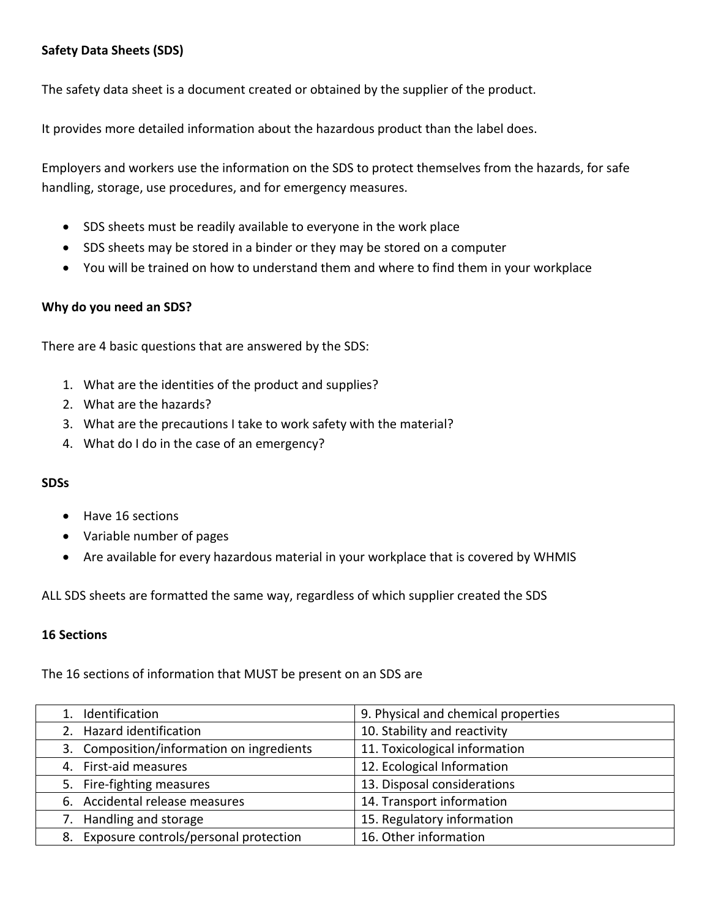**Safety Data Sheets (SDS)**

The safety data sheet is a document created or obtained by the supplier of the product.

It provides more detailed information about the hazardous product than the label does.

Employers and workers use the information on the SDS to protect themselves from the hazards, for safe handling, storage, use procedures, and for emergency measures.

- SDS sheets must be readily available to everyone in the work place
- SDS sheets may be stored in a binder or they may be stored on a computer
- You will be trained on how to understand them and where to find them in your workplace

**Why do you need an SDS?**

There are 4 basic questions that are answered by the SDS:

1. What are the identities of the product and supplies?
2. What are the hazards?
3. What are the precautions I take to work safety with the material?
4. What do I do in the case of an emergency?

**SDSs**

- Have 16 sections
- Variable number of pages
- Are available for every hazardous material in your workplace that is covered by WHMIS

ALL SDS sheets are formatted the same way, regardless of which supplier created the SDS

**16 Sections**

The 16 sections of information that MUST be present on an SDS are

| | |
|---|---|
| 1. Identification | 9. Physical and chemical properties |
| 2. Hazard identification | 10. Stability and reactivity |
| 3. Composition/information on ingredients | 11. Toxicological information |
| 4. First-aid measures | 12. Ecological Information |
| 5. Fire-fighting measures | 13. Disposal considerations |
| 6. Accidental release measures | 14. Transport information |
| 7. Handling and storage | 15. Regulatory information |
| 8. Exposure controls/personal protection | 16. Other information |